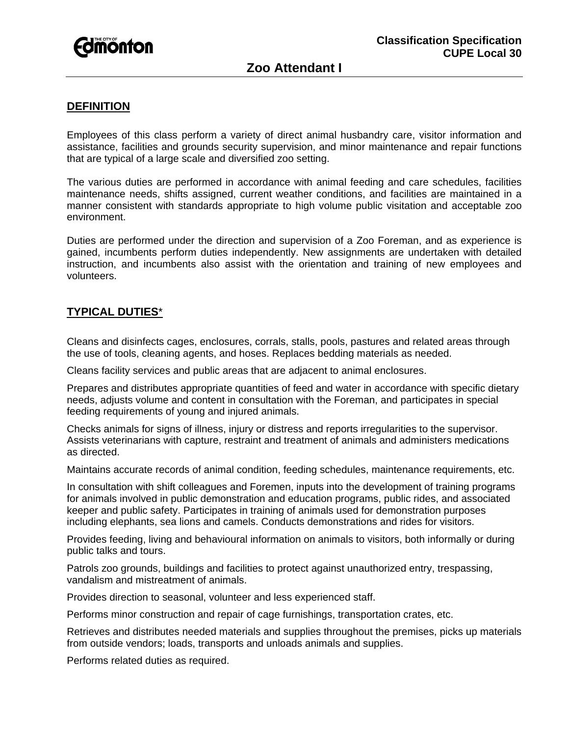**Classification Specification**
**CUPE Local 30**

# Zoo Attendant I

## DEFINITION

Employees of this class perform a variety of direct animal husbandry care, visitor information and assistance, facilities and grounds security supervision, and minor maintenance and repair functions that are typical of a large scale and diversified zoo setting.

The various duties are performed in accordance with animal feeding and care schedules, facilities maintenance needs, shifts assigned, current weather conditions, and facilities are maintained in a manner consistent with standards appropriate to high volume public visitation and acceptable zoo environment.

Duties are performed under the direction and supervision of a Zoo Foreman, and as experience is gained, incumbents perform duties independently. New assignments are undertaken with detailed instruction, and incumbents also assist with the orientation and training of new employees and volunteers.

## TYPICAL DUTIES*

Cleans and disinfects cages, enclosures, corrals, stalls, pools, pastures and related areas through the use of tools, cleaning agents, and hoses. Replaces bedding materials as needed.

Cleans facility services and public areas that are adjacent to animal enclosures.

Prepares and distributes appropriate quantities of feed and water in accordance with specific dietary needs, adjusts volume and content in consultation with the Foreman, and participates in special feeding requirements of young and injured animals.

Checks animals for signs of illness, injury or distress and reports irregularities to the supervisor. Assists veterinarians with capture, restraint and treatment of animals and administers medications as directed.

Maintains accurate records of animal condition, feeding schedules, maintenance requirements, etc.

In consultation with shift colleagues and Foremen, inputs into the development of training programs for animals involved in public demonstration and education programs, public rides, and associated keeper and public safety. Participates in training of animals used for demonstration purposes including elephants, sea lions and camels. Conducts demonstrations and rides for visitors.

Provides feeding, living and behavioural information on animals to visitors, both informally or during public talks and tours.

Patrols zoo grounds, buildings and facilities to protect against unauthorized entry, trespassing, vandalism and mistreatment of animals.

Provides direction to seasonal, volunteer and less experienced staff.

Performs minor construction and repair of cage furnishings, transportation crates, etc.

Retrieves and distributes needed materials and supplies throughout the premises, picks up materials from outside vendors; loads, transports and unloads animals and supplies.

Performs related duties as required.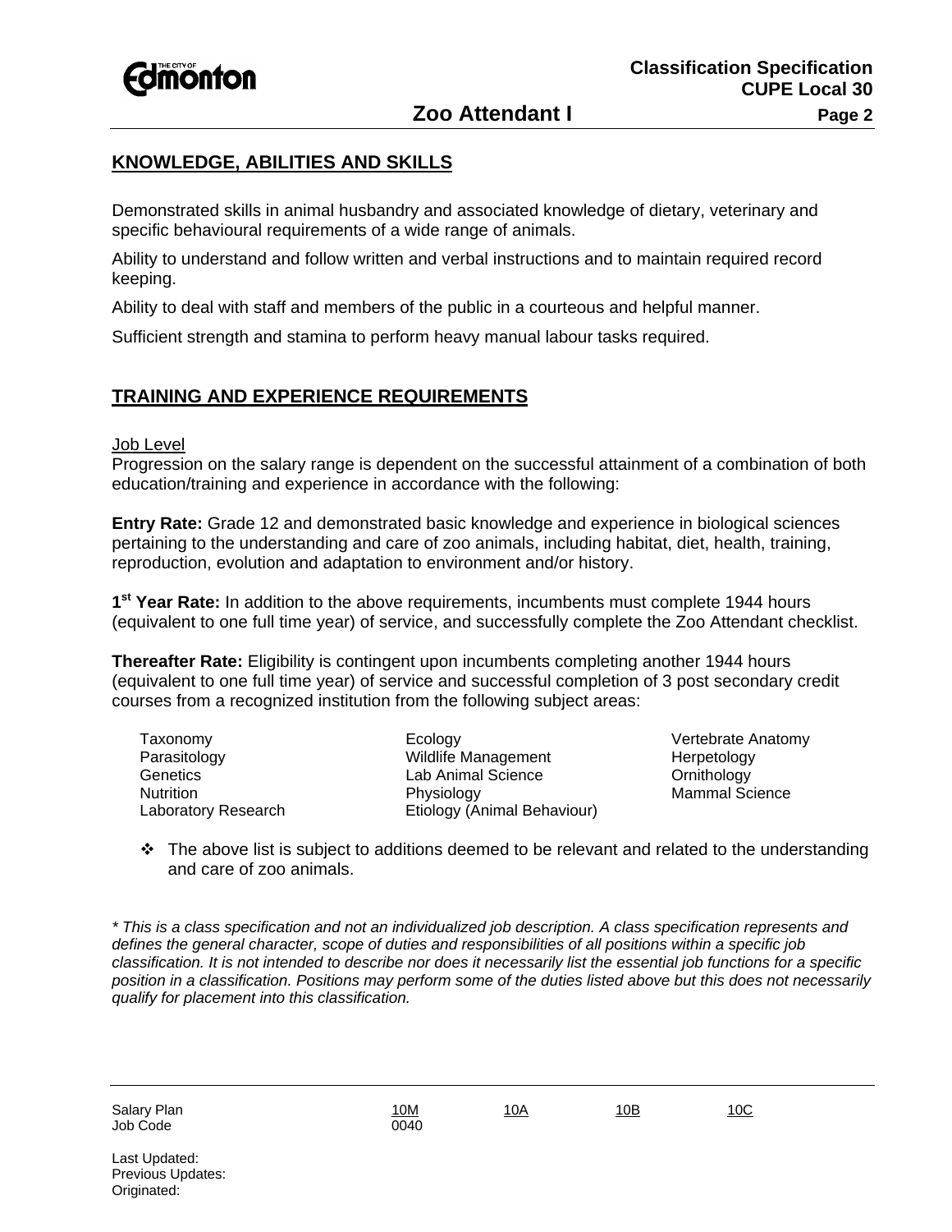## KNOWLEDGE, ABILITIES AND SKILLS

Demonstrated skills in animal husbandry and associated knowledge of dietary, veterinary and specific behavioural requirements of a wide range of animals.

Ability to understand and follow written and verbal instructions and to maintain required record keeping.

Ability to deal with staff and members of the public in a courteous and helpful manner.

Sufficient strength and stamina to perform heavy manual labour tasks required.

## TRAINING AND EXPERIENCE REQUIREMENTS

Job Level
Progression on the salary range is dependent on the successful attainment of a combination of both education/training and experience in accordance with the following:

**Entry Rate:** Grade 12 and demonstrated basic knowledge and experience in biological sciences pertaining to the understanding and care of zoo animals, including habitat, diet, health, training, reproduction, evolution and adaptation to environment and/or history.

**1st Year Rate:** In addition to the above requirements, incumbents must complete 1944 hours (equivalent to one full time year) of service, and successfully complete the Zoo Attendant checklist.

**Thereafter Rate:** Eligibility is contingent upon incumbents completing another 1944 hours (equivalent to one full time year) of service and successful completion of 3 post secondary credit courses from a recognized institution from the following subject areas:

| | | |
|---|---|---|
| Taxonomy | Ecology | Vertebrate Anatomy |
| Parasitology | Wildlife Management | Herpetology |
| Genetics | Lab Animal Science | Ornithology |
| Nutrition | Physiology | Mammal Science |
| Laboratory Research | Etiology (Animal Behaviour) | |

- The above list is subject to additions deemed to be relevant and related to the understanding and care of zoo animals.

*\* This is a class specification and not an individualized job description. A class specification represents and defines the general character, scope of duties and responsibilities of all positions within a specific job classification. It is not intended to describe nor does it necessarily list the essential job functions for a specific position in a classification. Positions may perform some of the duties listed above but this does not necessarily qualify for placement into this classification.*

| | | | | |
|---|---|---|---|---|
| Salary Plan | 10M | 10A | 10B | 10C |
| Job Code | 0040 | | | |

Last Updated:
Previous Updates:
Originated: